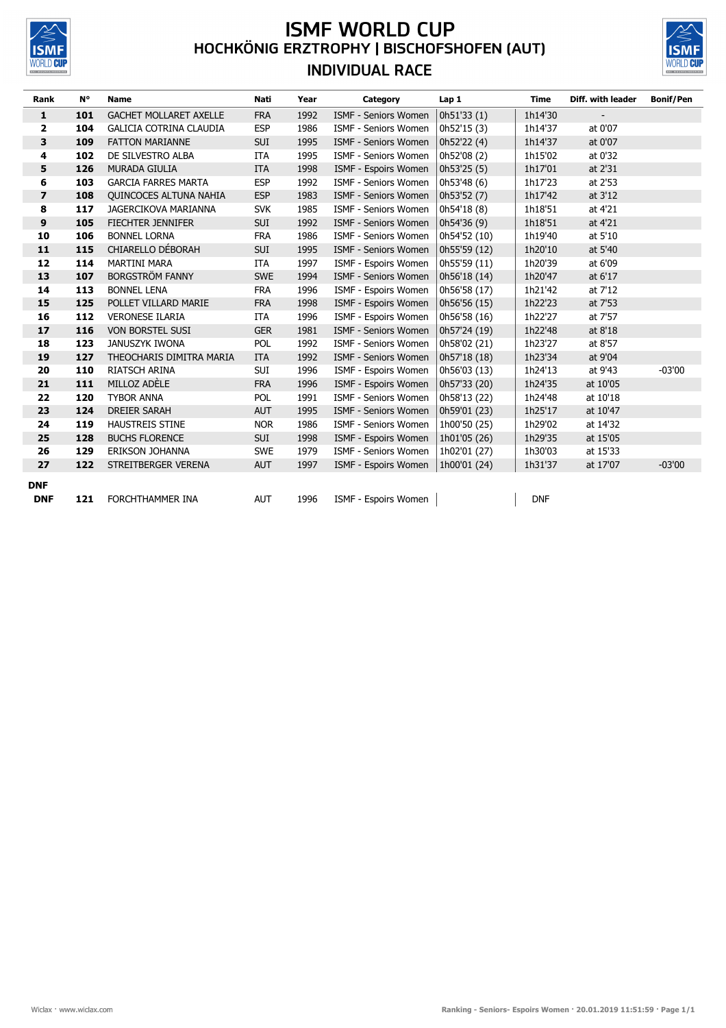# ISMF WORLD CUP

## HOCHKÖNIG ERZTROPHY | BISCHOFSHOFEN (AUT)

## INDIVIDUAL RACE

| Rank | N° | Name | Nati | Year | Category | Lap 1 | Time | Diff. with leader | Bonif/Pen |
|---|---|---|---|---|---|---|---|---|---|
| 1 | 101 | GACHET MOLLARET AXELLE | FRA | 1992 | ISMF - Seniors Women | 0h51'33 (1) | 1h14'30 | - | |
| 2 | 104 | GALICIA COTRINA CLAUDIA | ESP | 1986 | ISMF - Seniors Women | 0h52'15 (3) | 1h14'37 | at 0'07 | |
| 3 | 109 | FATTON MARIANNE | SUI | 1995 | ISMF - Seniors Women | 0h52'22 (4) | 1h14'37 | at 0'07 | |
| 4 | 102 | DE SILVESTRO ALBA | ITA | 1995 | ISMF - Seniors Women | 0h52'08 (2) | 1h15'02 | at 0'32 | |
| 5 | 126 | MURADA GIULIA | ITA | 1998 | ISMF - Espoirs Women | 0h53'25 (5) | 1h17'01 | at 2'31 | |
| 6 | 103 | GARCIA FARRES MARTA | ESP | 1992 | ISMF - Seniors Women | 0h53'48 (6) | 1h17'23 | at 2'53 | |
| 7 | 108 | QUINCOCES ALTUNA NAHIA | ESP | 1983 | ISMF - Seniors Women | 0h53'52 (7) | 1h17'42 | at 3'12 | |
| 8 | 117 | JAGERCIKOVA MARIANNA | SVK | 1985 | ISMF - Seniors Women | 0h54'18 (8) | 1h18'51 | at 4'21 | |
| 9 | 105 | FIECHTER JENNIFER | SUI | 1992 | ISMF - Seniors Women | 0h54'36 (9) | 1h18'51 | at 4'21 | |
| 10 | 106 | BONNEL LORNA | FRA | 1986 | ISMF - Seniors Women | 0h54'52 (10) | 1h19'40 | at 5'10 | |
| 11 | 115 | CHIARELLO DÉBORAH | SUI | 1995 | ISMF - Seniors Women | 0h55'59 (12) | 1h20'10 | at 5'40 | |
| 12 | 114 | MARTINI MARA | ITA | 1997 | ISMF - Espoirs Women | 0h55'59 (11) | 1h20'39 | at 6'09 | |
| 13 | 107 | BORGSTRÖM FANNY | SWE | 1994 | ISMF - Seniors Women | 0h56'18 (14) | 1h20'47 | at 6'17 | |
| 14 | 113 | BONNEL LENA | FRA | 1996 | ISMF - Espoirs Women | 0h56'58 (17) | 1h21'42 | at 7'12 | |
| 15 | 125 | POLLET VILLARD MARIE | FRA | 1998 | ISMF - Espoirs Women | 0h56'56 (15) | 1h22'23 | at 7'53 | |
| 16 | 112 | VERONESE ILARIA | ITA | 1996 | ISMF - Espoirs Women | 0h56'58 (16) | 1h22'27 | at 7'57 | |
| 17 | 116 | VON BORSTEL SUSI | GER | 1981 | ISMF - Seniors Women | 0h57'24 (19) | 1h22'48 | at 8'18 | |
| 18 | 123 | JANUSZYK IWONA | POL | 1992 | ISMF - Seniors Women | 0h58'02 (21) | 1h23'27 | at 8'57 | |
| 19 | 127 | THEOCHARIS DIMITRA MARIA | ITA | 1992 | ISMF - Seniors Women | 0h57'18 (18) | 1h23'34 | at 9'04 | |
| 20 | 110 | RIATSCH ARINA | SUI | 1996 | ISMF - Espoirs Women | 0h56'03 (13) | 1h24'13 | at 9'43 | -03'00 |
| 21 | 111 | MILLOZ ADÈLE | FRA | 1996 | ISMF - Espoirs Women | 0h57'33 (20) | 1h24'35 | at 10'05 | |
| 22 | 120 | TYBOR ANNA | POL | 1991 | ISMF - Seniors Women | 0h58'13 (22) | 1h24'48 | at 10'18 | |
| 23 | 124 | DREIER SARAH | AUT | 1995 | ISMF - Seniors Women | 0h59'01 (23) | 1h25'17 | at 10'47 | |
| 24 | 119 | HAUSTREIS STINE | NOR | 1986 | ISMF - Seniors Women | 1h00'50 (25) | 1h29'02 | at 14'32 | |
| 25 | 128 | BUCHS FLORENCE | SUI | 1998 | ISMF - Espoirs Women | 1h01'05 (26) | 1h29'35 | at 15'05 | |
| 26 | 129 | ERIKSON JOHANNA | SWE | 1979 | ISMF - Seniors Women | 1h02'01 (27) | 1h30'03 | at 15'33 | |
| 27 | 122 | STREITBERGER VERENA | AUT | 1997 | ISMF - Espoirs Women | 1h00'01 (24) | 1h31'37 | at 17'07 | -03'00 |
| **DNF** | | | | | | | | | |
| DNF | 121 | FORCHTHAMMER INA | AUT | 1996 | ISMF - Espoirs Women | | DNF | | |

Ranking - Seniors- Espoirs Women · 20.01.2019 11:51:59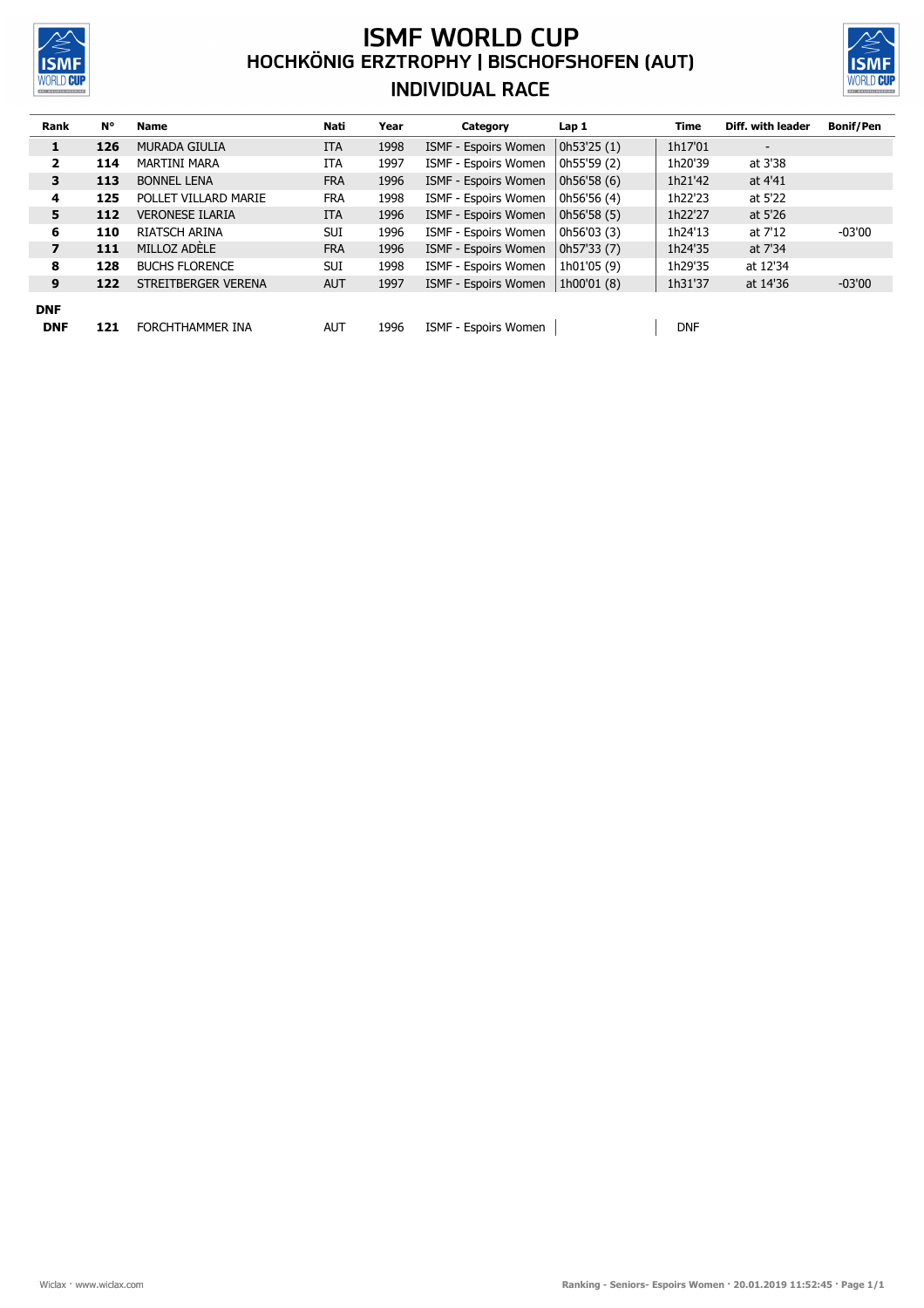# ISMF WORLD CUP

## HOCHKÖNIG ERZTROPHY | BISCHOFSHOFEN (AUT)

## INDIVIDUAL RACE

| Rank | N° | Name | Nati | Year | Category | Lap 1 | Time | Diff. with leader | Bonif/Pen |
|---|---|---|---|---|---|---|---|---|---|
| **1** | **126** | MURADA GIULIA | ITA | 1998 | ISMF - Espoirs Women | 0h53'25 (1) | 1h17'01 | - | |
| **2** | **114** | MARTINI MARA | ITA | 1997 | ISMF - Espoirs Women | 0h55'59 (2) | 1h20'39 | at 3'38 | |
| **3** | **113** | BONNEL LENA | FRA | 1996 | ISMF - Espoirs Women | 0h56'58 (6) | 1h21'42 | at 4'41 | |
| **4** | **125** | POLLET VILLARD MARIE | FRA | 1998 | ISMF - Espoirs Women | 0h56'56 (4) | 1h22'23 | at 5'22 | |
| **5** | **112** | VERONESE ILARIA | ITA | 1996 | ISMF - Espoirs Women | 0h56'58 (5) | 1h22'27 | at 5'26 | |
| **6** | **110** | RIATSCH ARINA | SUI | 1996 | ISMF - Espoirs Women | 0h56'03 (3) | 1h24'13 | at 7'12 | -03'00 |
| **7** | **111** | MILLOZ ADÈLE | FRA | 1996 | ISMF - Espoirs Women | 0h57'33 (7) | 1h24'35 | at 7'34 | |
| **8** | **128** | BUCHS FLORENCE | SUI | 1998 | ISMF - Espoirs Women | 1h01'05 (9) | 1h29'35 | at 12'34 | |
| **9** | **122** | STREITBERGER VERENA | AUT | 1997 | ISMF - Espoirs Women | 1h00'01 (8) | 1h31'37 | at 14'36 | -03'00 |

**DNF**

| Rank | N° | Name | Nati | Year | Category | Lap 1 | Time | Diff. with leader | Bonif/Pen |
|---|---|---|---|---|---|---|---|---|---|
| **DNF** | **121** | FORCHTHAMMER INA | AUT | 1996 | ISMF - Espoirs Women | | DNF | | |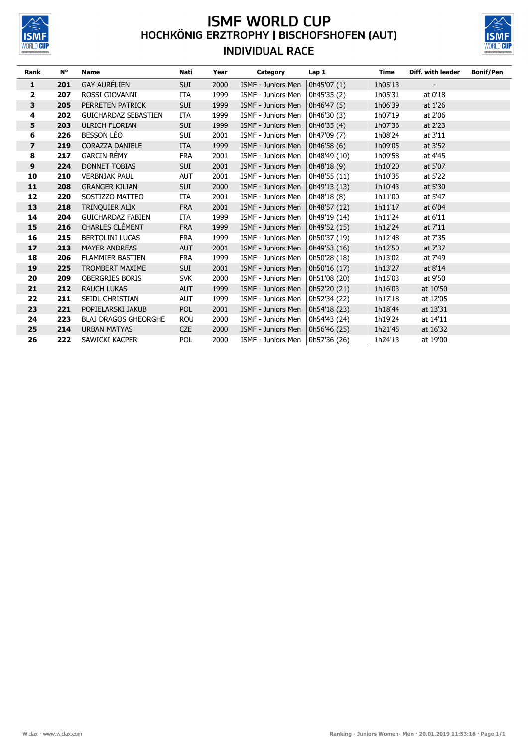# ISMF WORLD CUP

## HOCHKÖNIG ERZTROPHY | BISCHOFSHOFEN (AUT)

## INDIVIDUAL RACE

| Rank | N° | Name | Nati | Year | Category | Lap 1 | Time | Diff. with leader | Bonif/Pen |
|---|---|---|---|---|---|---|---|---|---|
| **1** | **201** | GAY AURÉLIEN | SUI | 2000 | ISMF - Juniors Men | 0h45'07 (1) | 1h05'13 | - | |
| **2** | **207** | ROSSI GIOVANNI | ITA | 1999 | ISMF - Juniors Men | 0h45'35 (2) | 1h05'31 | at 0'18 | |
| **3** | **205** | PERRETEN PATRICK | SUI | 1999 | ISMF - Juniors Men | 0h46'47 (5) | 1h06'39 | at 1'26 | |
| **4** | **202** | GUICHARDAZ SEBASTIEN | ITA | 1999 | ISMF - Juniors Men | 0h46'30 (3) | 1h07'19 | at 2'06 | |
| **5** | **203** | ULRICH FLORIAN | SUI | 1999 | ISMF - Juniors Men | 0h46'35 (4) | 1h07'36 | at 2'23 | |
| **6** | **226** | BESSON LÉO | SUI | 2001 | ISMF - Juniors Men | 0h47'09 (7) | 1h08'24 | at 3'11 | |
| **7** | **219** | CORAZZA DANIELE | ITA | 1999 | ISMF - Juniors Men | 0h46'58 (6) | 1h09'05 | at 3'52 | |
| **8** | **217** | GARCIN RÉMY | FRA | 2001 | ISMF - Juniors Men | 0h48'49 (10) | 1h09'58 | at 4'45 | |
| **9** | **224** | DONNET TOBIAS | SUI | 2001 | ISMF - Juniors Men | 0h48'18 (9) | 1h10'20 | at 5'07 | |
| **10** | **210** | VERBNJAK PAUL | AUT | 2001 | ISMF - Juniors Men | 0h48'55 (11) | 1h10'35 | at 5'22 | |
| **11** | **208** | GRANGER KILIAN | SUI | 2000 | ISMF - Juniors Men | 0h49'13 (13) | 1h10'43 | at 5'30 | |
| **12** | **220** | SOSTIZZO MATTEO | ITA | 2001 | ISMF - Juniors Men | 0h48'18 (8) | 1h11'00 | at 5'47 | |
| **13** | **218** | TRINQUIER ALIX | FRA | 2001 | ISMF - Juniors Men | 0h48'57 (12) | 1h11'17 | at 6'04 | |
| **14** | **204** | GUICHARDAZ FABIEN | ITA | 1999 | ISMF - Juniors Men | 0h49'19 (14) | 1h11'24 | at 6'11 | |
| **15** | **216** | CHARLES CLÉMENT | FRA | 1999 | ISMF - Juniors Men | 0h49'52 (15) | 1h12'24 | at 7'11 | |
| **16** | **215** | BERTOLINI LUCAS | FRA | 1999 | ISMF - Juniors Men | 0h50'37 (19) | 1h12'48 | at 7'35 | |
| **17** | **213** | MAYER ANDREAS | AUT | 2001 | ISMF - Juniors Men | 0h49'53 (16) | 1h12'50 | at 7'37 | |
| **18** | **206** | FLAMMIER BASTIEN | FRA | 1999 | ISMF - Juniors Men | 0h50'28 (18) | 1h13'02 | at 7'49 | |
| **19** | **225** | TROMBERT MAXIME | SUI | 2001 | ISMF - Juniors Men | 0h50'16 (17) | 1h13'27 | at 8'14 | |
| **20** | **209** | OBERGRIES BORIS | SVK | 2000 | ISMF - Juniors Men | 0h51'08 (20) | 1h15'03 | at 9'50 | |
| **21** | **212** | RAUCH LUKAS | AUT | 1999 | ISMF - Juniors Men | 0h52'20 (21) | 1h16'03 | at 10'50 | |
| **22** | **211** | SEIDL CHRISTIAN | AUT | 1999 | ISMF - Juniors Men | 0h52'34 (22) | 1h17'18 | at 12'05 | |
| **23** | **221** | POPIELARSKI JAKUB | POL | 2001 | ISMF - Juniors Men | 0h54'18 (23) | 1h18'44 | at 13'31 | |
| **24** | **223** | BLAJ DRAGOS GHEORGHE | ROU | 2000 | ISMF - Juniors Men | 0h54'43 (24) | 1h19'24 | at 14'11 | |
| **25** | **214** | URBAN MATYAS | CZE | 2000 | ISMF - Juniors Men | 0h56'46 (25) | 1h21'45 | at 16'32 | |
| **26** | **222** | SAWICKI KACPER | POL | 2000 | ISMF - Juniors Men | 0h57'36 (26) | 1h24'13 | at 19'00 | |

Wiclax · www.wiclax.com

Ranking - Juniors Women- Men · 20.01.2019 11:53:16